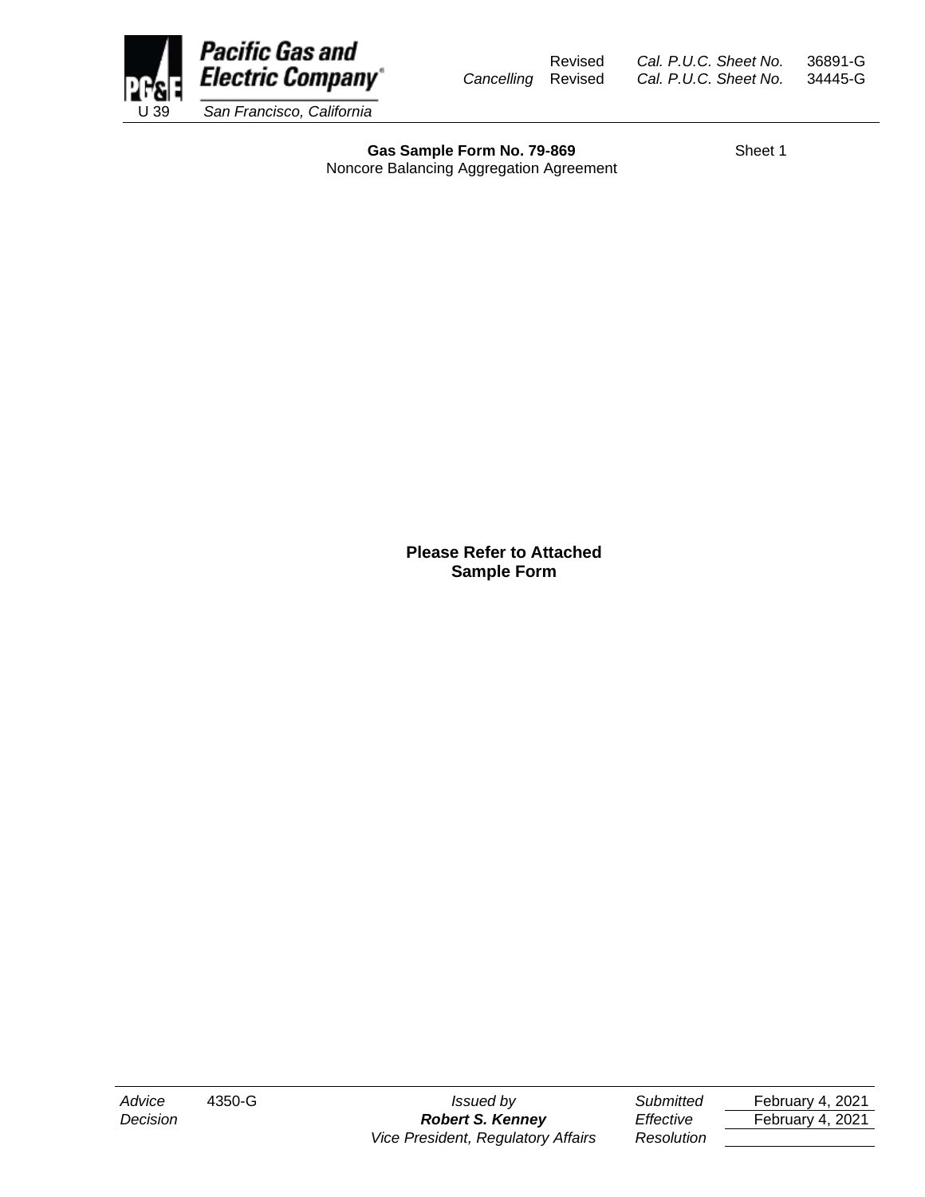Pacific Gas and Electric Company

U 39 San Francisco, California

| | | | |
|---|---|---|---|
| | Revised | Cal. P.U.C. Sheet No. | 36891-G |
| Cancelling | Revised | Cal. P.U.C. Sheet No. | 34445-G |

**Gas Sample Form No. 79-869**

Noncore Balancing Aggregation Agreement

Sheet 1

**Please Refer to Attached Sample Form**

| | | | | |
|---|---|---|---|---|
| Advice | 4350-G | Issued by | Submitted | February 4, 2021 |
| Decision | | **Robert S. Kenney** | Effective | February 4, 2021 |
| | | Vice President, Regulatory Affairs | Resolution | |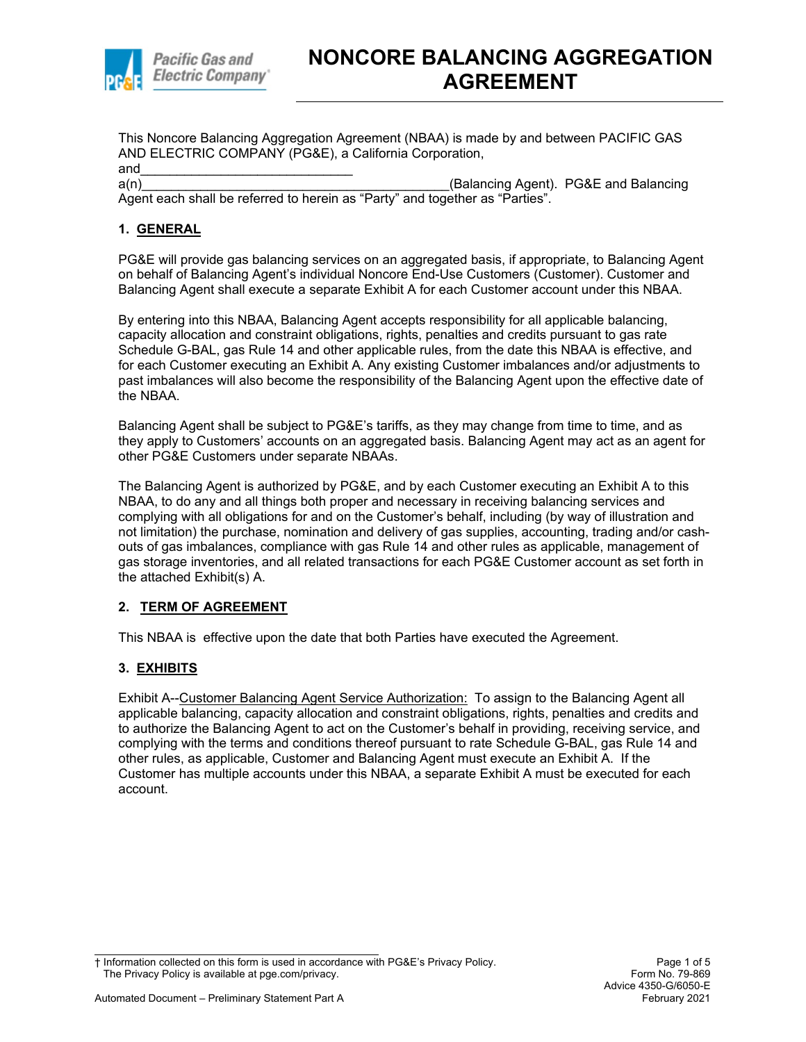# NONCORE BALANCING AGGREGATION AGREEMENT

This Noncore Balancing Aggregation Agreement (NBAA) is made by and between PACIFIC GAS AND ELECTRIC COMPANY (PG&E), a California Corporation, and_____________________________ a(n)_________________________________________(Balancing Agent). PG&E and Balancing Agent each shall be referred to herein as "Party" and together as "Parties".

## 1. GENERAL

PG&E will provide gas balancing services on an aggregated basis, if appropriate, to Balancing Agent on behalf of Balancing Agent's individual Noncore End-Use Customers (Customer). Customer and Balancing Agent shall execute a separate Exhibit A for each Customer account under this NBAA.

By entering into this NBAA, Balancing Agent accepts responsibility for all applicable balancing, capacity allocation and constraint obligations, rights, penalties and credits pursuant to gas rate Schedule G-BAL, gas Rule 14 and other applicable rules, from the date this NBAA is effective, and for each Customer executing an Exhibit A. Any existing Customer imbalances and/or adjustments to past imbalances will also become the responsibility of the Balancing Agent upon the effective date of the NBAA.

Balancing Agent shall be subject to PG&E's tariffs, as they may change from time to time, and as they apply to Customers' accounts on an aggregated basis. Balancing Agent may act as an agent for other PG&E Customers under separate NBAAs.

The Balancing Agent is authorized by PG&E, and by each Customer executing an Exhibit A to this NBAA, to do any and all things both proper and necessary in receiving balancing services and complying with all obligations for and on the Customer's behalf, including (by way of illustration and not limitation) the purchase, nomination and delivery of gas supplies, accounting, trading and/or cash-outs of gas imbalances, compliance with gas Rule 14 and other rules as applicable, management of gas storage inventories, and all related transactions for each PG&E Customer account as set forth in the attached Exhibit(s) A.

## 2. TERM OF AGREEMENT

This NBAA is effective upon the date that both Parties have executed the Agreement.

## 3. EXHIBITS

Exhibit A--Customer Balancing Agent Service Authorization: To assign to the Balancing Agent all applicable balancing, capacity allocation and constraint obligations, rights, penalties and credits and to authorize the Balancing Agent to act on the Customer's behalf in providing, receiving service, and complying with the terms and conditions thereof pursuant to rate Schedule G-BAL, gas Rule 14 and other rules, as applicable, Customer and Balancing Agent must execute an Exhibit A. If the Customer has multiple accounts under this NBAA, a separate Exhibit A must be executed for each account.

† Information collected on this form is used in accordance with PG&E's Privacy Policy. The Privacy Policy is available at pge.com/privacy.

Automated Document – Preliminary Statement Part A

Form No. 79-869
Advice 4350-G/6050-E
February 2021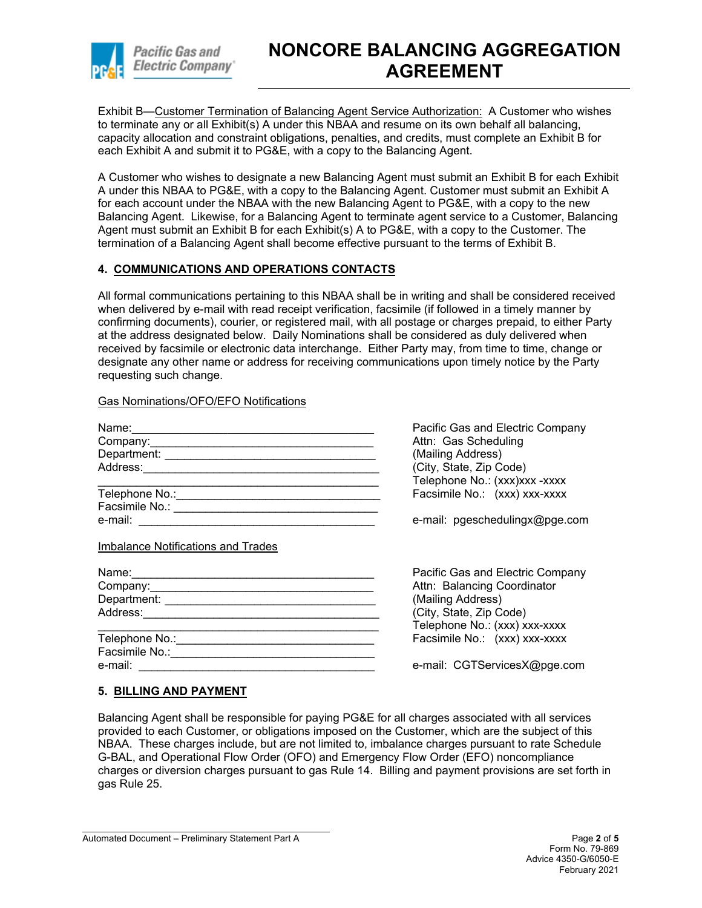Exhibit B—Customer Termination of Balancing Agent Service Authorization: A Customer who wishes to terminate any or all Exhibit(s) A under this NBAA and resume on its own behalf all balancing, capacity allocation and constraint obligations, penalties, and credits, must complete an Exhibit B for each Exhibit A and submit it to PG&E, with a copy to the Balancing Agent.

A Customer who wishes to designate a new Balancing Agent must submit an Exhibit B for each Exhibit A under this NBAA to PG&E, with a copy to the Balancing Agent. Customer must submit an Exhibit A for each account under the NBAA with the new Balancing Agent to PG&E, with a copy to the new Balancing Agent. Likewise, for a Balancing Agent to terminate agent service to a Customer, Balancing Agent must submit an Exhibit B for each Exhibit(s) A to PG&E, with a copy to the Customer. The termination of a Balancing Agent shall become effective pursuant to the terms of Exhibit B.

### 4. COMMUNICATIONS AND OPERATIONS CONTACTS

All formal communications pertaining to this NBAA shall be in writing and shall be considered received when delivered by e-mail with read receipt verification, facsimile (if followed in a timely manner by confirming documents), courier, or registered mail, with all postage or charges prepaid, to either Party at the address designated below. Daily Nominations shall be considered as duly delivered when received by facsimile or electronic data interchange. Either Party may, from time to time, change or designate any other name or address for receiving communications upon timely notice by the Party requesting such change.

Gas Nominations/OFO/EFO Notifications

Name:______________________________________
Company:___________________________________
Department: _________________________________
Address:____________________________________
___________________________________________
Telephone No.:______________________________
Facsimile No.: ______________________________
e-mail: ____________________________________

Pacific Gas and Electric Company
Attn: Gas Scheduling
(Mailing Address)
(City, State, Zip Code)
Telephone No.: (xxx)xxx -xxxx
Facsimile No.: (xxx) xxx-xxxx

e-mail: pgeschedulingx@pge.com

Imbalance Notifications and Trades

Name:______________________________________
Company:___________________________________
Department: _________________________________
Address:____________________________________
___________________________________________
Telephone No.:______________________________
Facsimile No.:_______________________________
e-mail: ____________________________________

Pacific Gas and Electric Company
Attn: Balancing Coordinator
(Mailing Address)
(City, State, Zip Code)
Telephone No.: (xxx) xxx-xxxx
Facsimile No.: (xxx) xxx-xxxx

e-mail: CGTServicesX@pge.com

### 5. BILLING AND PAYMENT

Balancing Agent shall be responsible for paying PG&E for all charges associated with all services provided to each Customer, or obligations imposed on the Customer, which are the subject of this NBAA. These charges include, but are not limited to, imbalance charges pursuant to rate Schedule G-BAL, and Operational Flow Order (OFO) and Emergency Flow Order (EFO) noncompliance charges or diversion charges pursuant to gas Rule 14. Billing and payment provisions are set forth in gas Rule 25.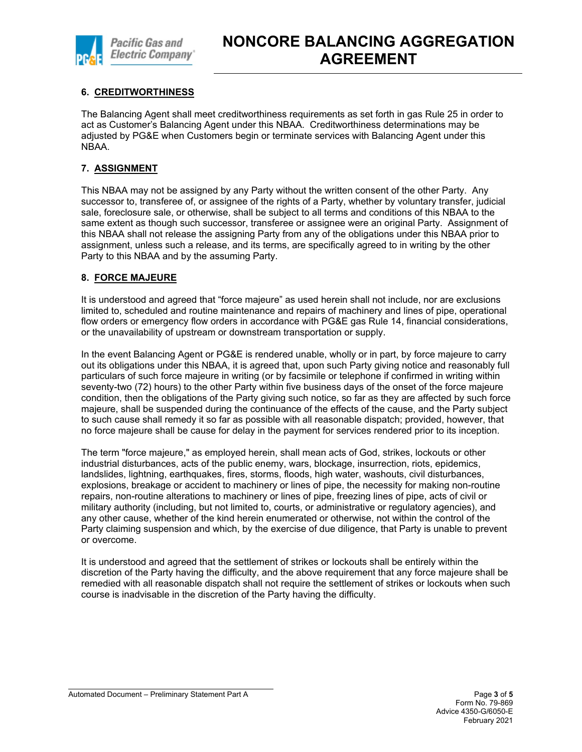## 6. CREDITWORTHINESS

The Balancing Agent shall meet creditworthiness requirements as set forth in gas Rule 25 in order to act as Customer's Balancing Agent under this NBAA. Creditworthiness determinations may be adjusted by PG&E when Customers begin or terminate services with Balancing Agent under this NBAA.

## 7. ASSIGNMENT

This NBAA may not be assigned by any Party without the written consent of the other Party. Any successor to, transferee of, or assignee of the rights of a Party, whether by voluntary transfer, judicial sale, foreclosure sale, or otherwise, shall be subject to all terms and conditions of this NBAA to the same extent as though such successor, transferee or assignee were an original Party. Assignment of this NBAA shall not release the assigning Party from any of the obligations under this NBAA prior to assignment, unless such a release, and its terms, are specifically agreed to in writing by the other Party to this NBAA and by the assuming Party.

## 8. FORCE MAJEURE

It is understood and agreed that "force majeure" as used herein shall not include, nor are exclusions limited to, scheduled and routine maintenance and repairs of machinery and lines of pipe, operational flow orders or emergency flow orders in accordance with PG&E gas Rule 14, financial considerations, or the unavailability of upstream or downstream transportation or supply.

In the event Balancing Agent or PG&E is rendered unable, wholly or in part, by force majeure to carry out its obligations under this NBAA, it is agreed that, upon such Party giving notice and reasonably full particulars of such force majeure in writing (or by facsimile or telephone if confirmed in writing within seventy-two (72) hours) to the other Party within five business days of the onset of the force majeure condition, then the obligations of the Party giving such notice, so far as they are affected by such force majeure, shall be suspended during the continuance of the effects of the cause, and the Party subject to such cause shall remedy it so far as possible with all reasonable dispatch; provided, however, that no force majeure shall be cause for delay in the payment for services rendered prior to its inception.

The term "force majeure," as employed herein, shall mean acts of God, strikes, lockouts or other industrial disturbances, acts of the public enemy, wars, blockage, insurrection, riots, epidemics, landslides, lightning, earthquakes, fires, storms, floods, high water, washouts, civil disturbances, explosions, breakage or accident to machinery or lines of pipe, the necessity for making non-routine repairs, non-routine alterations to machinery or lines of pipe, freezing lines of pipe, acts of civil or military authority (including, but not limited to, courts, or administrative or regulatory agencies), and any other cause, whether of the kind herein enumerated or otherwise, not within the control of the Party claiming suspension and which, by the exercise of due diligence, that Party is unable to prevent or overcome.

It is understood and agreed that the settlement of strikes or lockouts shall be entirely within the discretion of the Party having the difficulty, and the above requirement that any force majeure shall be remedied with all reasonable dispatch shall not require the settlement of strikes or lockouts when such course is inadvisable in the discretion of the Party having the difficulty.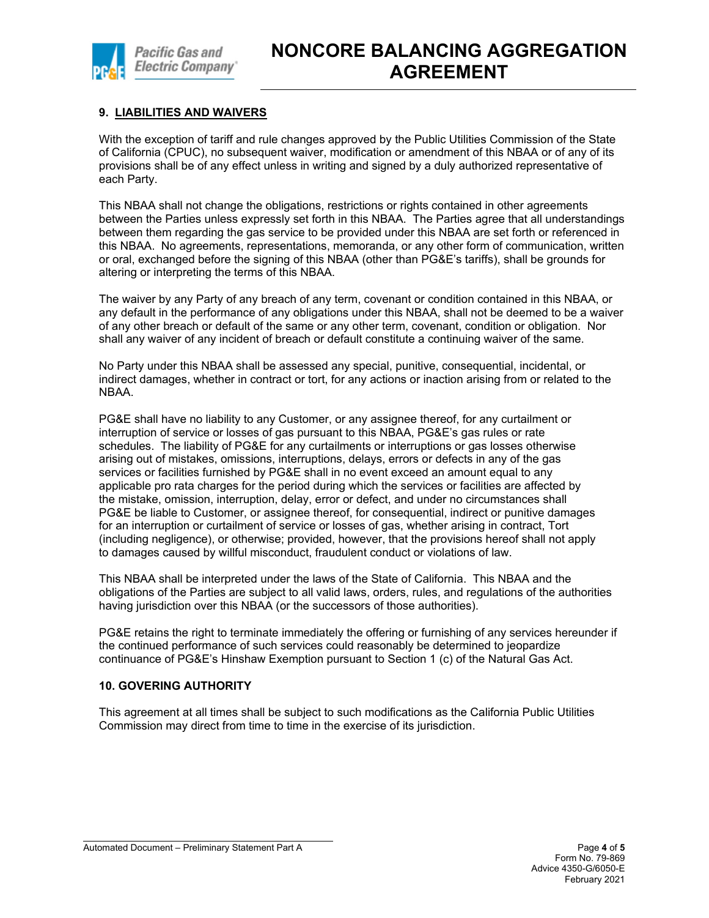## 9. LIABILITIES AND WAIVERS

With the exception of tariff and rule changes approved by the Public Utilities Commission of the State of California (CPUC), no subsequent waiver, modification or amendment of this NBAA or of any of its provisions shall be of any effect unless in writing and signed by a duly authorized representative of each Party.

This NBAA shall not change the obligations, restrictions or rights contained in other agreements between the Parties unless expressly set forth in this NBAA. The Parties agree that all understandings between them regarding the gas service to be provided under this NBAA are set forth or referenced in this NBAA. No agreements, representations, memoranda, or any other form of communication, written or oral, exchanged before the signing of this NBAA (other than PG&E's tariffs), shall be grounds for altering or interpreting the terms of this NBAA.

The waiver by any Party of any breach of any term, covenant or condition contained in this NBAA, or any default in the performance of any obligations under this NBAA, shall not be deemed to be a waiver of any other breach or default of the same or any other term, covenant, condition or obligation. Nor shall any waiver of any incident of breach or default constitute a continuing waiver of the same.

No Party under this NBAA shall be assessed any special, punitive, consequential, incidental, or indirect damages, whether in contract or tort, for any actions or inaction arising from or related to the NBAA.

PG&E shall have no liability to any Customer, or any assignee thereof, for any curtailment or interruption of service or losses of gas pursuant to this NBAA, PG&E's gas rules or rate schedules. The liability of PG&E for any curtailments or interruptions or gas losses otherwise arising out of mistakes, omissions, interruptions, delays, errors or defects in any of the gas services or facilities furnished by PG&E shall in no event exceed an amount equal to any applicable pro rata charges for the period during which the services or facilities are affected by the mistake, omission, interruption, delay, error or defect, and under no circumstances shall PG&E be liable to Customer, or assignee thereof, for consequential, indirect or punitive damages for an interruption or curtailment of service or losses of gas, whether arising in contract, Tort (including negligence), or otherwise; provided, however, that the provisions hereof shall not apply to damages caused by willful misconduct, fraudulent conduct or violations of law.

This NBAA shall be interpreted under the laws of the State of California. This NBAA and the obligations of the Parties are subject to all valid laws, orders, rules, and regulations of the authorities having jurisdiction over this NBAA (or the successors of those authorities).

PG&E retains the right to terminate immediately the offering or furnishing of any services hereunder if the continued performance of such services could reasonably be determined to jeopardize continuance of PG&E's Hinshaw Exemption pursuant to Section 1 (c) of the Natural Gas Act.

## 10. GOVERING AUTHORITY

This agreement at all times shall be subject to such modifications as the California Public Utilities Commission may direct from time to time in the exercise of its jurisdiction.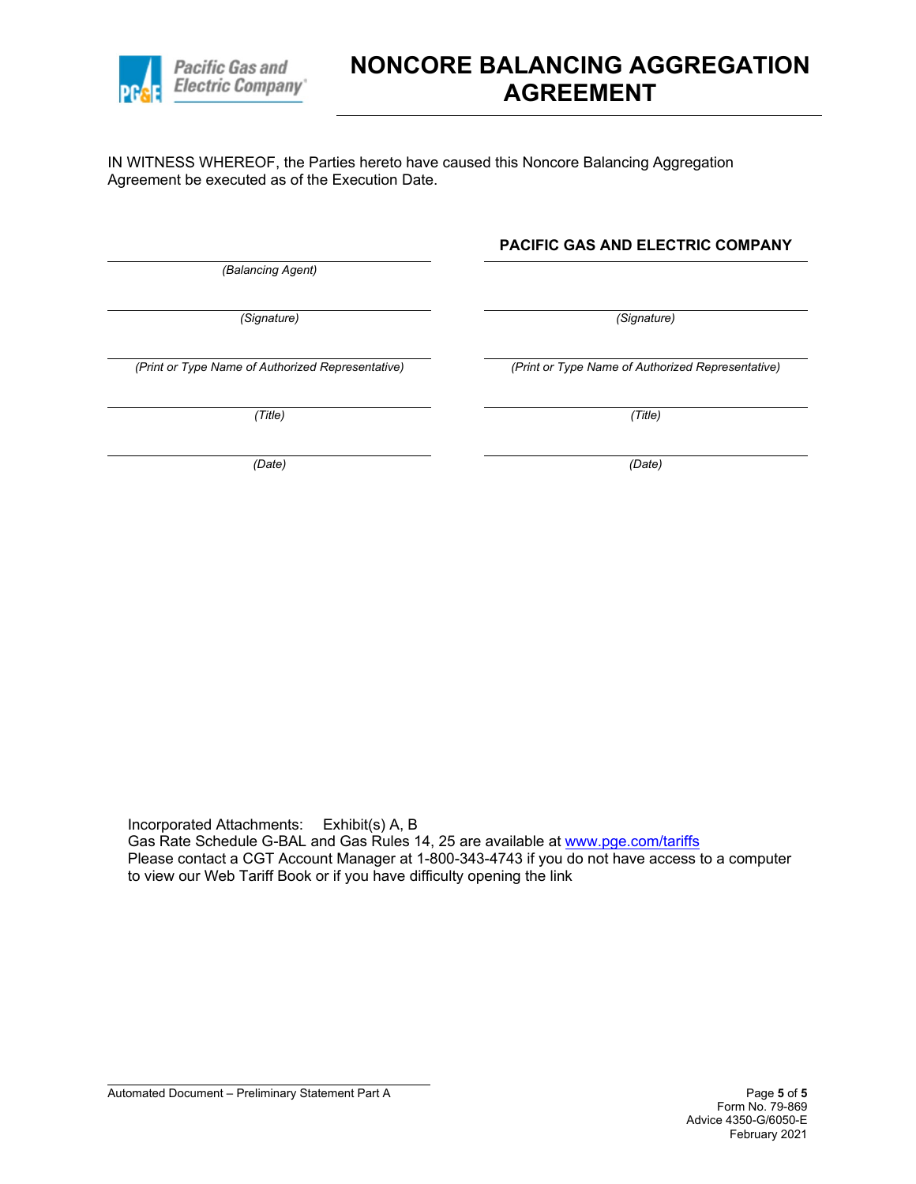# NONCORE BALANCING AGGREGATION AGREEMENT

IN WITNESS WHEREOF, the Parties hereto have caused this Noncore Balancing Aggregation Agreement be executed as of the Execution Date.

| | |
|---|---|
| | **PACIFIC GAS AND ELECTRIC COMPANY** |
| *(Balancing Agent)* | |
| *(Signature)* | *(Signature)* |
| *(Print or Type Name of Authorized Representative)* | *(Print or Type Name of Authorized Representative)* |
| *(Title)* | *(Title)* |
| *(Date)* | *(Date)* |

Incorporated Attachments: Exhibit(s) A, B
Gas Rate Schedule G-BAL and Gas Rules 14, 25 are available at www.pge.com/tariffs
Please contact a CGT Account Manager at 1-800-343-4743 if you do not have access to a computer to view our Web Tariff Book or if you have difficulty opening the link

Automated Document – Preliminary Statement Part A

Form No. 79-869
Advice 4350-G/6050-E
February 2021